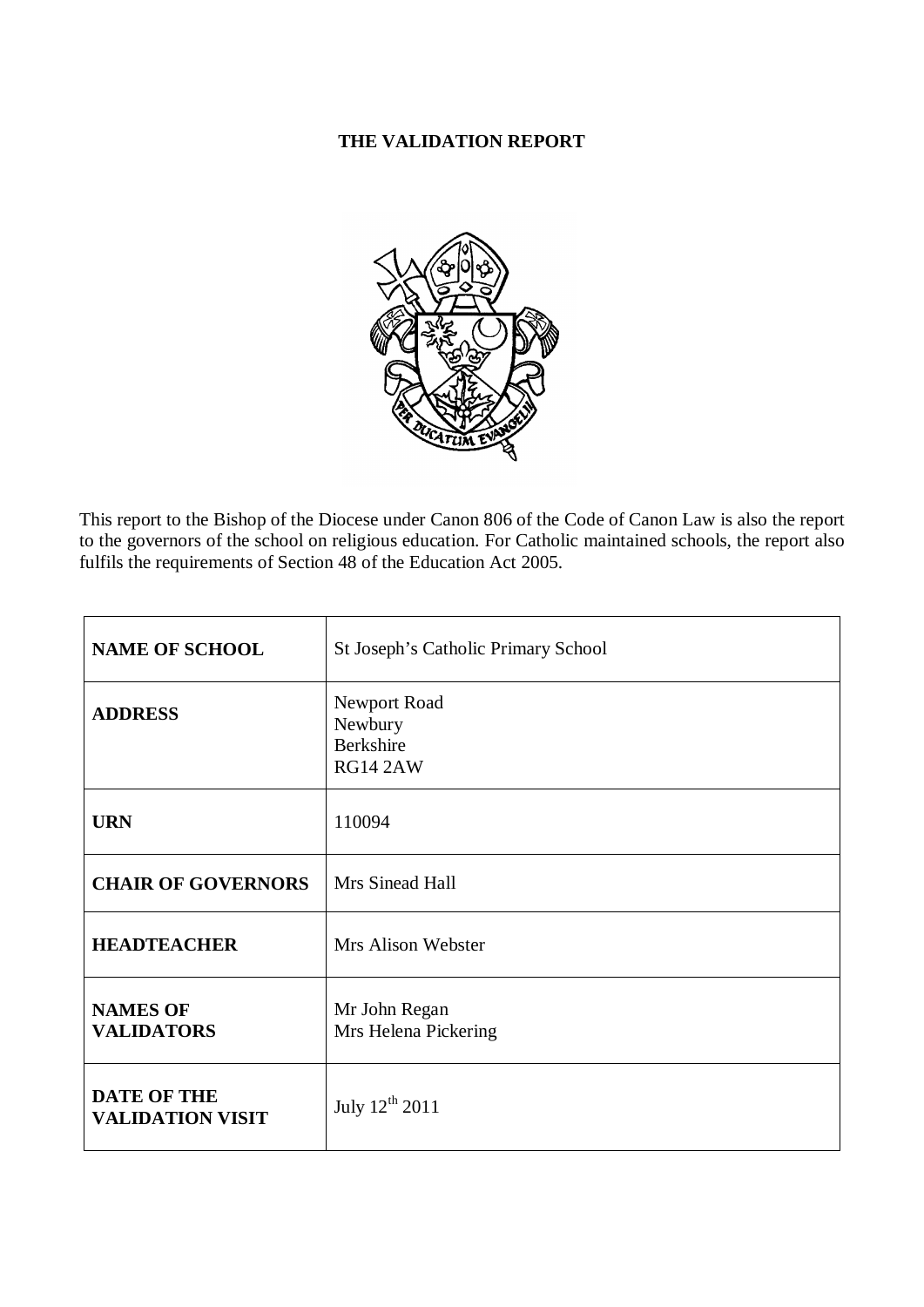# THE VALIDATION REPORT

This report to the Bishop of the Diocese under Canon 806 of the Code of Canon Law is also the report to the governors of the school on religious education. For Catholic maintained schools, the report also fulfils the requirements of Section 48 of the Education Act 2005.

| | |
|---|---|
| **NAME OF SCHOOL** | St Joseph's Catholic Primary School |
| **ADDRESS** | Newport Road<br>Newbury<br>Berkshire<br>RG14 2AW |
| **URN** | 110094 |
| **CHAIR OF GOVERNORS** | Mrs Sinead Hall |
| **HEADTEACHER** | Mrs Alison Webster |
| **NAMES OF VALIDATORS** | Mr John Regan<br>Mrs Helena Pickering |
| **DATE OF THE VALIDATION VISIT** | July 12th 2011 |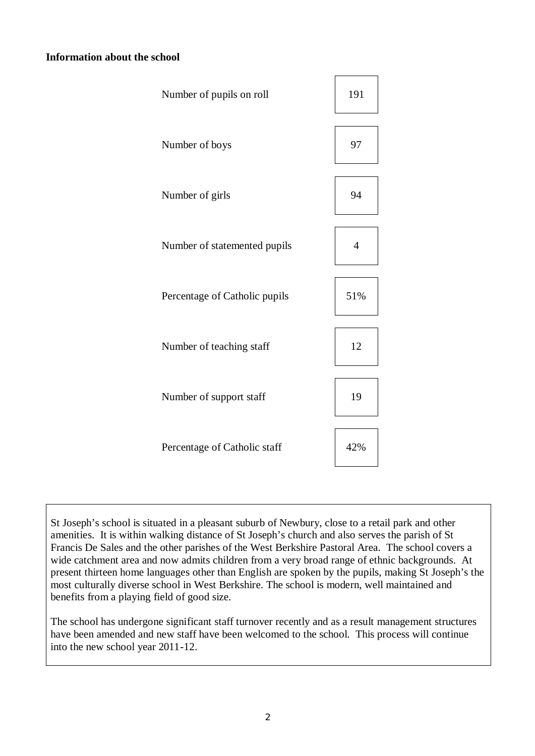**Information about the school**

| | |
|---|---|
| Number of pupils on roll | 191 |
| Number of boys | 97 |
| Number of girls | 94 |
| Number of statemented pupils | 4 |
| Percentage of Catholic pupils | 51% |
| Number of teaching staff | 12 |
| Number of support staff | 19 |
| Percentage of Catholic staff | 42% |

St Joseph's school is situated in a pleasant suburb of Newbury, close to a retail park and other amenities. It is within walking distance of St Joseph's church and also serves the parish of St Francis De Sales and the other parishes of the West Berkshire Pastoral Area. The school covers a wide catchment area and now admits children from a very broad range of ethnic backgrounds. At present thirteen home languages other than English are spoken by the pupils, making St Joseph's the most culturally diverse school in West Berkshire. The school is modern, well maintained and benefits from a playing field of good size.

The school has undergone significant staff turnover recently and as a result management structures have been amended and new staff have been welcomed to the school. This process will continue into the new school year 2011-12.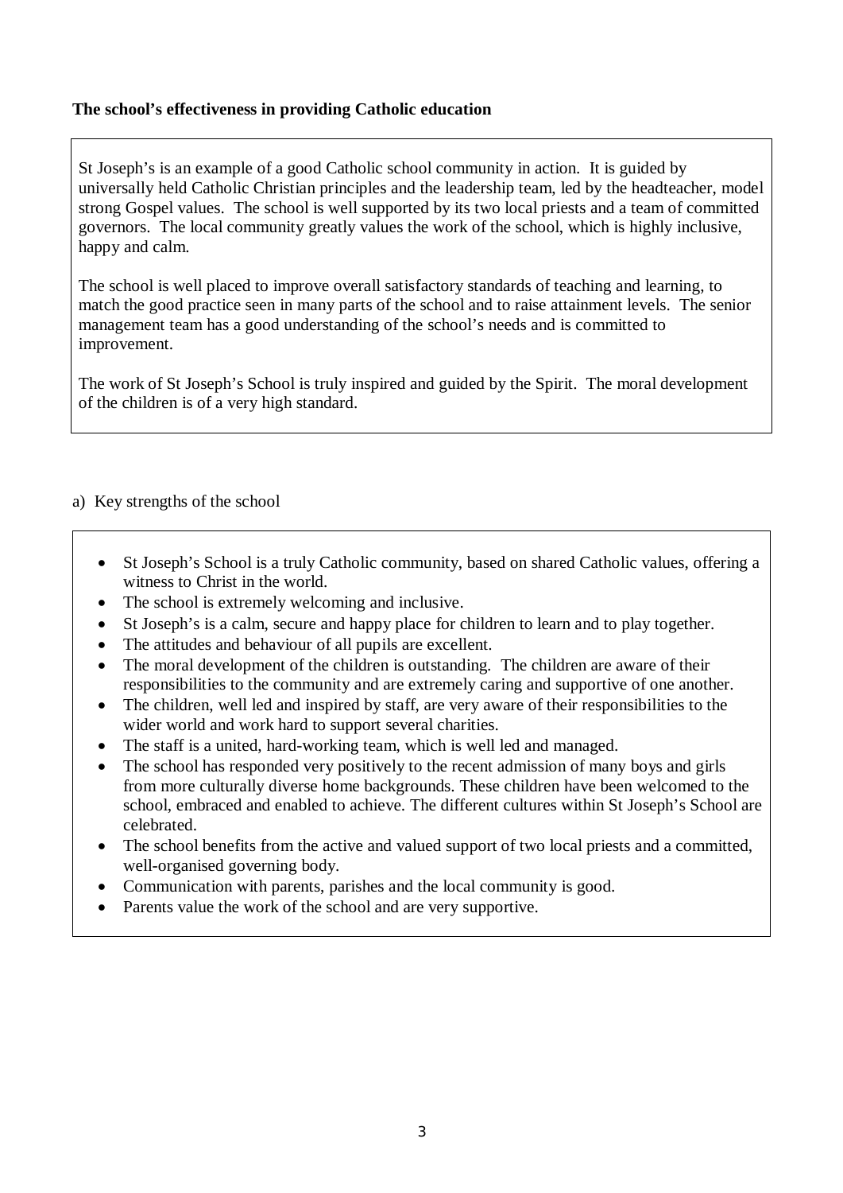**The school's effectiveness in providing Catholic education**

St Joseph's is an example of a good Catholic school community in action. It is guided by universally held Catholic Christian principles and the leadership team, led by the headteacher, model strong Gospel values. The school is well supported by its two local priests and a team of committed governors. The local community greatly values the work of the school, which is highly inclusive, happy and calm.

The school is well placed to improve overall satisfactory standards of teaching and learning, to match the good practice seen in many parts of the school and to raise attainment levels. The senior management team has a good understanding of the school's needs and is committed to improvement.

The work of St Joseph's School is truly inspired and guided by the Spirit. The moral development of the children is of a very high standard.

a) Key strengths of the school

- St Joseph's School is a truly Catholic community, based on shared Catholic values, offering a witness to Christ in the world.
- The school is extremely welcoming and inclusive.
- St Joseph's is a calm, secure and happy place for children to learn and to play together.
- The attitudes and behaviour of all pupils are excellent.
- The moral development of the children is outstanding. The children are aware of their responsibilities to the community and are extremely caring and supportive of one another.
- The children, well led and inspired by staff, are very aware of their responsibilities to the wider world and work hard to support several charities.
- The staff is a united, hard-working team, which is well led and managed.
- The school has responded very positively to the recent admission of many boys and girls from more culturally diverse home backgrounds. These children have been welcomed to the school, embraced and enabled to achieve. The different cultures within St Joseph's School are celebrated.
- The school benefits from the active and valued support of two local priests and a committed, well-organised governing body.
- Communication with parents, parishes and the local community is good.
- Parents value the work of the school and are very supportive.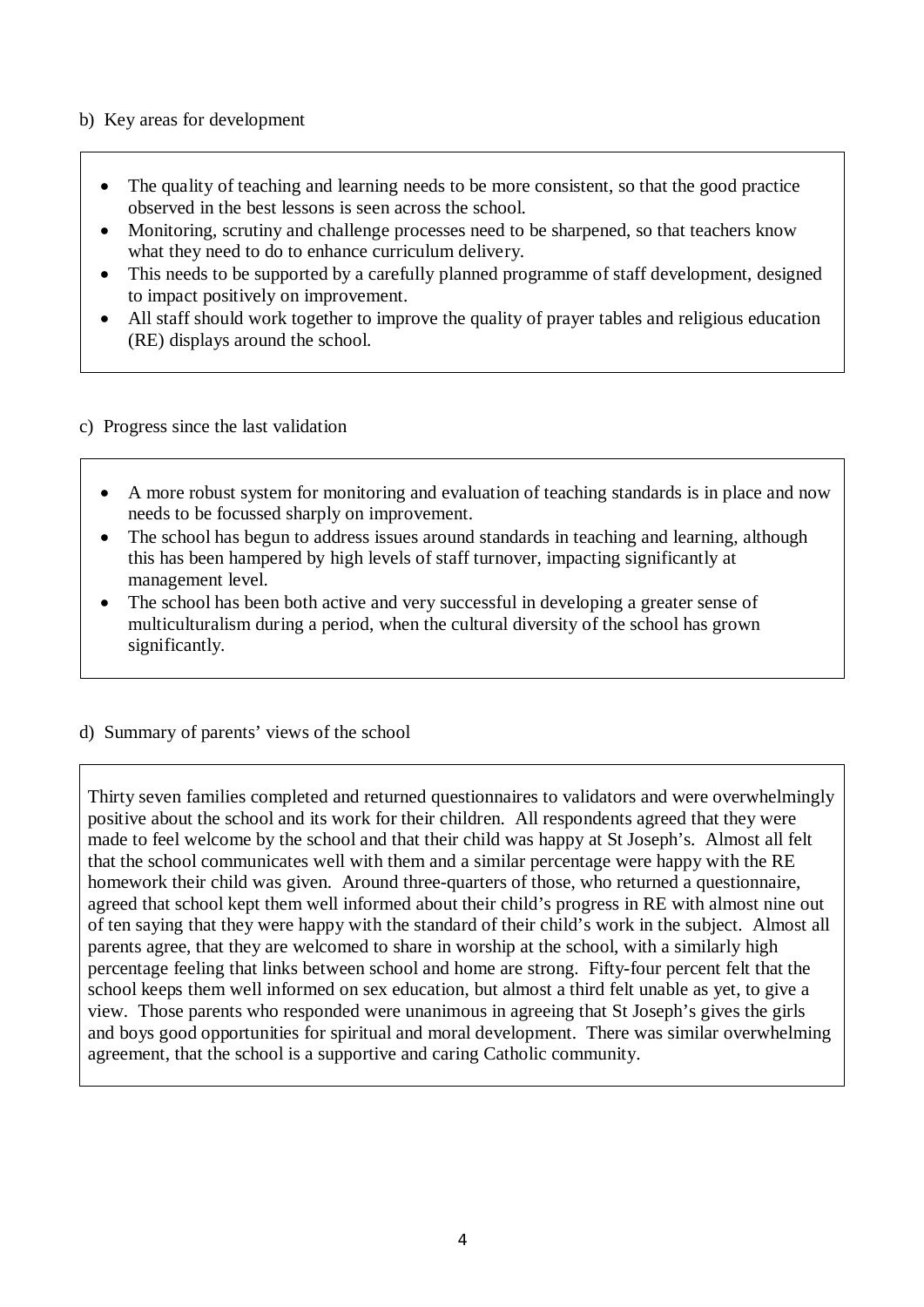b) Key areas for development

- The quality of teaching and learning needs to be more consistent, so that the good practice observed in the best lessons is seen across the school.
- Monitoring, scrutiny and challenge processes need to be sharpened, so that teachers know what they need to do to enhance curriculum delivery.
- This needs to be supported by a carefully planned programme of staff development, designed to impact positively on improvement.
- All staff should work together to improve the quality of prayer tables and religious education (RE) displays around the school.

c) Progress since the last validation

- A more robust system for monitoring and evaluation of teaching standards is in place and now needs to be focussed sharply on improvement.
- The school has begun to address issues around standards in teaching and learning, although this has been hampered by high levels of staff turnover, impacting significantly at management level.
- The school has been both active and very successful in developing a greater sense of multiculturalism during a period, when the cultural diversity of the school has grown significantly.

d) Summary of parents' views of the school

Thirty seven families completed and returned questionnaires to validators and were overwhelmingly positive about the school and its work for their children. All respondents agreed that they were made to feel welcome by the school and that their child was happy at St Joseph's. Almost all felt that the school communicates well with them and a similar percentage were happy with the RE homework their child was given. Around three-quarters of those, who returned a questionnaire, agreed that school kept them well informed about their child's progress in RE with almost nine out of ten saying that they were happy with the standard of their child's work in the subject. Almost all parents agree, that they are welcomed to share in worship at the school, with a similarly high percentage feeling that links between school and home are strong. Fifty-four percent felt that the school keeps them well informed on sex education, but almost a third felt unable as yet, to give a view. Those parents who responded were unanimous in agreeing that St Joseph's gives the girls and boys good opportunities for spiritual and moral development. There was similar overwhelming agreement, that the school is a supportive and caring Catholic community.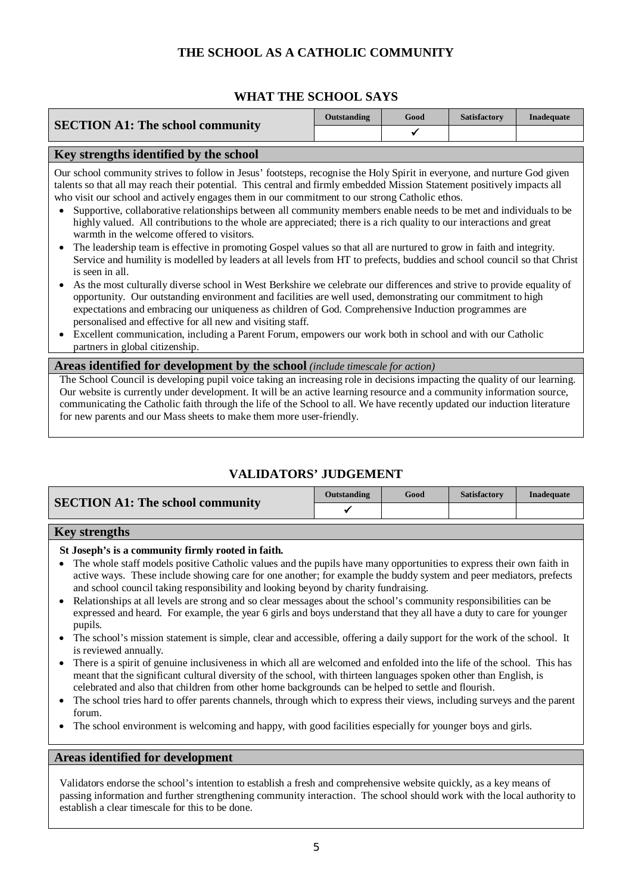# THE SCHOOL AS A CATHOLIC COMMUNITY

## WHAT THE SCHOOL SAYS

| SECTION A1: The school community | Outstanding | Good | Satisfactory | Inadequate |
|---|---|---|---|---|
| | | ✓ | | |

### Key strengths identified by the school

Our school community strives to follow in Jesus' footsteps, recognise the Holy Spirit in everyone, and nurture God given talents so that all may reach their potential. This central and firmly embedded Mission Statement positively impacts all who visit our school and actively engages them in our commitment to our strong Catholic ethos.

- Supportive, collaborative relationships between all community members enable needs to be met and individuals to be highly valued. All contributions to the whole are appreciated; there is a rich quality to our interactions and great warmth in the welcome offered to visitors.
- The leadership team is effective in promoting Gospel values so that all are nurtured to grow in faith and integrity. Service and humility is modelled by leaders at all levels from HT to prefects, buddies and school council so that Christ is seen in all.
- As the most culturally diverse school in West Berkshire we celebrate our differences and strive to provide equality of opportunity. Our outstanding environment and facilities are well used, demonstrating our commitment to high expectations and embracing our uniqueness as children of God. Comprehensive Induction programmes are personalised and effective for all new and visiting staff.
- Excellent communication, including a Parent Forum, empowers our work both in school and with our Catholic partners in global citizenship.

### Areas identified for development by the school *(include timescale for action)*

The School Council is developing pupil voice taking an increasing role in decisions impacting the quality of our learning. Our website is currently under development. It will be an active learning resource and a community information source, communicating the Catholic faith through the life of the School to all. We have recently updated our induction literature for new parents and our Mass sheets to make them more user-friendly.

## VALIDATORS' JUDGEMENT

| SECTION A1: The school community | Outstanding | Good | Satisfactory | Inadequate |
|---|---|---|---|---|
| | ✓ | | | |

### Key strengths

**St Joseph's is a community firmly rooted in faith.**

- The whole staff models positive Catholic values and the pupils have many opportunities to express their own faith in active ways. These include showing care for one another; for example the buddy system and peer mediators, prefects and school council taking responsibility and looking beyond by charity fundraising.
- Relationships at all levels are strong and so clear messages about the school's community responsibilities can be expressed and heard. For example, the year 6 girls and boys understand that they all have a duty to care for younger pupils.
- The school's mission statement is simple, clear and accessible, offering a daily support for the work of the school. It is reviewed annually.
- There is a spirit of genuine inclusiveness in which all are welcomed and enfolded into the life of the school. This has meant that the significant cultural diversity of the school, with thirteen languages spoken other than English, is celebrated and also that children from other home backgrounds can be helped to settle and flourish.
- The school tries hard to offer parents channels, through which to express their views, including surveys and the parent forum.
- The school environment is welcoming and happy, with good facilities especially for younger boys and girls.

### Areas identified for development

Validators endorse the school's intention to establish a fresh and comprehensive website quickly, as a key means of passing information and further strengthening community interaction. The school should work with the local authority to establish a clear timescale for this to be done.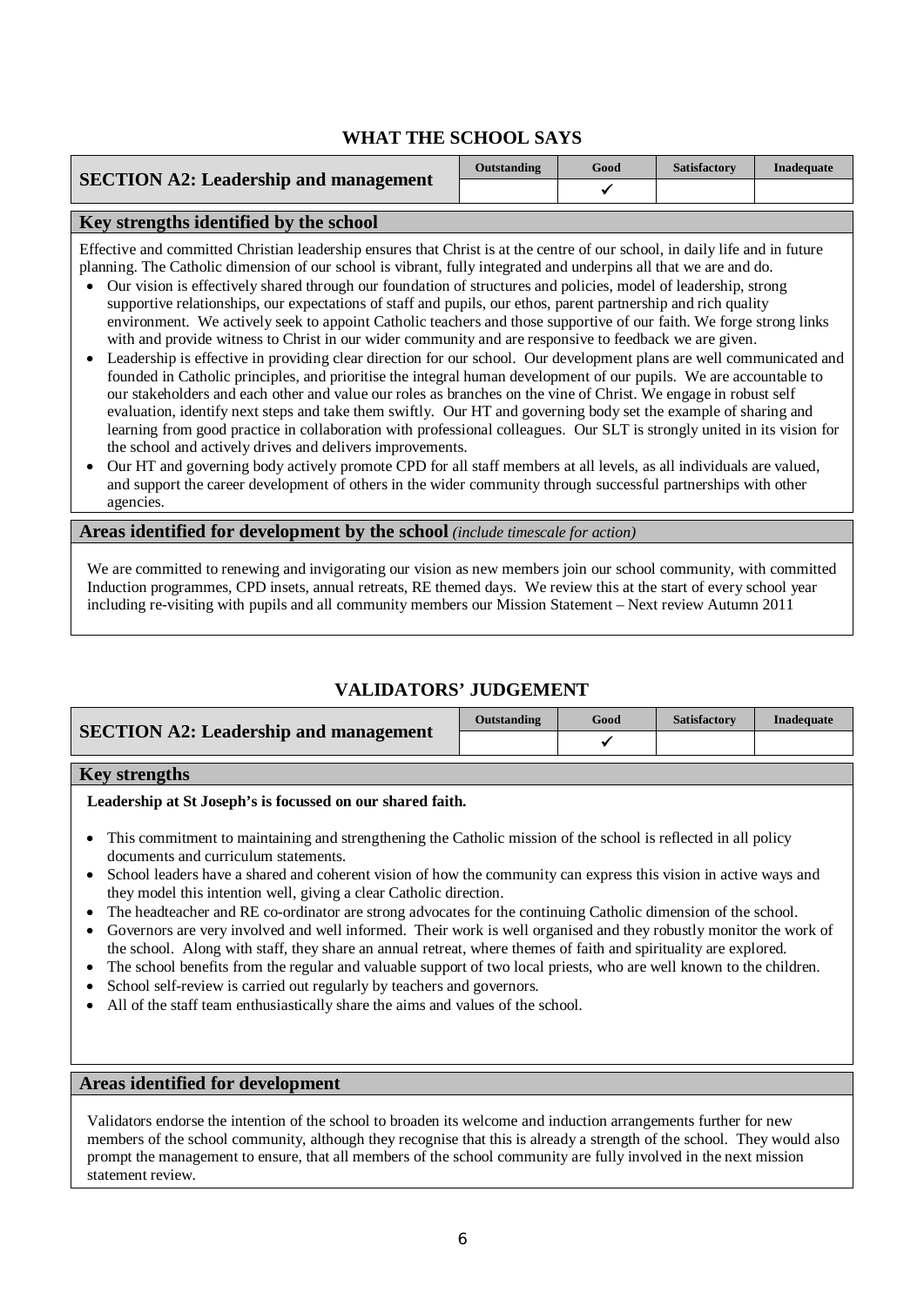## WHAT THE SCHOOL SAYS

| SECTION A2: Leadership and management | Outstanding | Good | Satisfactory | Inadequate |
|---|---|---|---|---|
| | | ✓ | | |

### Key strengths identified by the school

Effective and committed Christian leadership ensures that Christ is at the centre of our school, in daily life and in future planning. The Catholic dimension of our school is vibrant, fully integrated and underpins all that we are and do.

- Our vision is effectively shared through our foundation of structures and policies, model of leadership, strong supportive relationships, our expectations of staff and pupils, our ethos, parent partnership and rich quality environment. We actively seek to appoint Catholic teachers and those supportive of our faith. We forge strong links with and provide witness to Christ in our wider community and are responsive to feedback we are given.
- Leadership is effective in providing clear direction for our school. Our development plans are well communicated and founded in Catholic principles, and prioritise the integral human development of our pupils. We are accountable to our stakeholders and each other and value our roles as branches on the vine of Christ. We engage in robust self evaluation, identify next steps and take them swiftly. Our HT and governing body set the example of sharing and learning from good practice in collaboration with professional colleagues. Our SLT is strongly united in its vision for the school and actively drives and delivers improvements.
- Our HT and governing body actively promote CPD for all staff members at all levels, as all individuals are valued, and support the career development of others in the wider community through successful partnerships with other agencies.

### Areas identified for development by the school *(include timescale for action)*

We are committed to renewing and invigorating our vision as new members join our school community, with committed Induction programmes, CPD insets, annual retreats, RE themed days. We review this at the start of every school year including re-visiting with pupils and all community members our Mission Statement – Next review Autumn 2011

## VALIDATORS' JUDGEMENT

| SECTION A2: Leadership and management | Outstanding | Good | Satisfactory | Inadequate |
|---|---|---|---|---|
| | | ✓ | | |

### Key strengths

**Leadership at St Joseph's is focussed on our shared faith.**

- This commitment to maintaining and strengthening the Catholic mission of the school is reflected in all policy documents and curriculum statements.
- School leaders have a shared and coherent vision of how the community can express this vision in active ways and they model this intention well, giving a clear Catholic direction.
- The headteacher and RE co-ordinator are strong advocates for the continuing Catholic dimension of the school.
- Governors are very involved and well informed. Their work is well organised and they robustly monitor the work of the school. Along with staff, they share an annual retreat, where themes of faith and spirituality are explored.
- The school benefits from the regular and valuable support of two local priests, who are well known to the children.
- School self-review is carried out regularly by teachers and governors.
- All of the staff team enthusiastically share the aims and values of the school.

### Areas identified for development

Validators endorse the intention of the school to broaden its welcome and induction arrangements further for new members of the school community, although they recognise that this is already a strength of the school. They would also prompt the management to ensure, that all members of the school community are fully involved in the next mission statement review.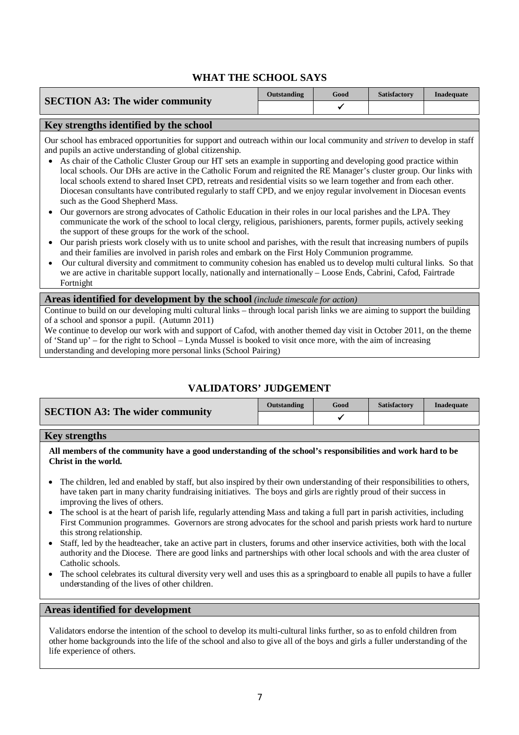## WHAT THE SCHOOL SAYS

| SECTION A3: The wider community | Outstanding | Good | Satisfactory | Inadequate |
|---|---|---|---|---|
| | | ✓ | | |

### Key strengths identified by the school

Our school has embraced opportunities for support and outreach within our local community and *striven* to develop in staff and pupils an active understanding of global citizenship.

- As chair of the Catholic Cluster Group our HT sets an example in supporting and developing good practice within local schools. Our DHs are active in the Catholic Forum and reignited the RE Manager's cluster group. Our links with local schools extend to shared Inset CPD, retreats and residential visits so we learn together and from each other. Diocesan consultants have contributed regularly to staff CPD, and we enjoy regular involvement in Diocesan events such as the Good Shepherd Mass.
- Our governors are strong advocates of Catholic Education in their roles in our local parishes and the LPA. They communicate the work of the school to local clergy, religious, parishioners, parents, former pupils, actively seeking the support of these groups for the work of the school.
- Our parish priests work closely with us to unite school and parishes, with the result that increasing numbers of pupils and their families are involved in parish roles and embark on the First Holy Communion programme.
- Our cultural diversity and commitment to community cohesion has enabled us to develop multi cultural links. So that we are active in charitable support locally, nationally and internationally – Loose Ends, Cabrini, Cafod, Fairtrade Fortnight

### Areas identified for development by the school *(include timescale for action)*

Continue to build on our developing multi cultural links – through local parish links we are aiming to support the building of a school and sponsor a pupil. (Autumn 2011)

We continue to develop our work with and support of Cafod, with another themed day visit in October 2011, on the theme of 'Stand up' – for the right to School – Lynda Mussel is booked to visit once more, with the aim of increasing understanding and developing more personal links (School Pairing)

## VALIDATORS' JUDGEMENT

| SECTION A3: The wider community | Outstanding | Good | Satisfactory | Inadequate |
|---|---|---|---|---|
| | | ✓ | | |

### Key strengths

**All members of the community have a good understanding of the school's responsibilities and work hard to be Christ in the world.**

- The children, led and enabled by staff, but also inspired by their own understanding of their responsibilities to others, have taken part in many charity fundraising initiatives. The boys and girls are rightly proud of their success in improving the lives of others.
- The school is at the heart of parish life, regularly attending Mass and taking a full part in parish activities, including First Communion programmes. Governors are strong advocates for the school and parish priests work hard to nurture this strong relationship.
- Staff, led by the headteacher, take an active part in clusters, forums and other inservice activities, both with the local authority and the Diocese. There are good links and partnerships with other local schools and with the area cluster of Catholic schools.
- The school celebrates its cultural diversity very well and uses this as a springboard to enable all pupils to have a fuller understanding of the lives of other children.

### Areas identified for development

Validators endorse the intention of the school to develop its multi-cultural links further, so as to enfold children from other home backgrounds into the life of the school and also to give all of the boys and girls a fuller understanding of the life experience of others.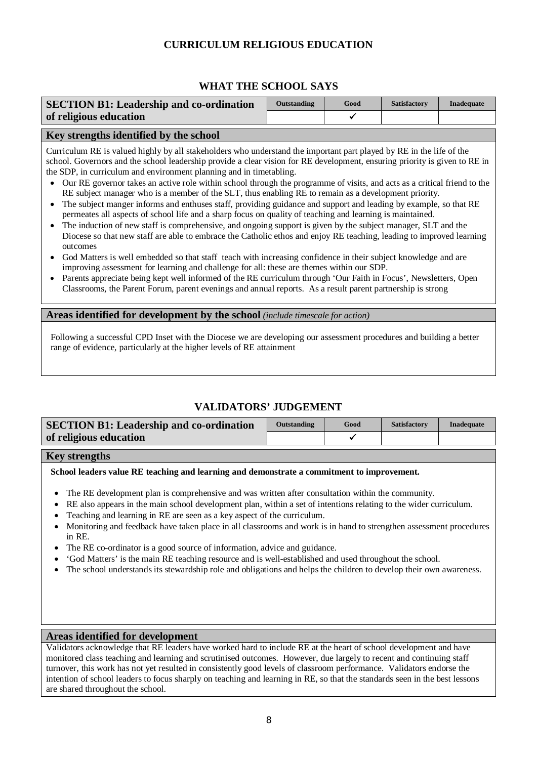# CURRICULUM RELIGIOUS EDUCATION

## WHAT THE SCHOOL SAYS

| SECTION B1: Leadership and co-ordination of religious education | Outstanding | Good | Satisfactory | Inadequate |
|---|---|---|---|---|
| | | ✓ | | |

### Key strengths identified by the school

Curriculum RE is valued highly by all stakeholders who understand the important part played by RE in the life of the school. Governors and the school leadership provide a clear vision for RE development, ensuring priority is given to RE in the SDP, in curriculum and environment planning and in timetabling.

- Our RE governor takes an active role within school through the programme of visits, and acts as a critical friend to the RE subject manager who is a member of the SLT, thus enabling RE to remain as a development priority.
- The subject manger informs and enthuses staff, providing guidance and support and leading by example, so that RE permeates all aspects of school life and a sharp focus on quality of teaching and learning is maintained.
- The induction of new staff is comprehensive, and ongoing support is given by the subject manager, SLT and the Diocese so that new staff are able to embrace the Catholic ethos and enjoy RE teaching, leading to improved learning outcomes
- God Matters is well embedded so that staff teach with increasing confidence in their subject knowledge and are improving assessment for learning and challenge for all: these are themes within our SDP.
- Parents appreciate being kept well informed of the RE curriculum through 'Our Faith in Focus', Newsletters, Open Classrooms, the Parent Forum, parent evenings and annual reports. As a result parent partnership is strong

### Areas identified for development by the school *(include timescale for action)*

Following a successful CPD Inset with the Diocese we are developing our assessment procedures and building a better range of evidence, particularly at the higher levels of RE attainment

## VALIDATORS' JUDGEMENT

| SECTION B1: Leadership and co-ordination of religious education | Outstanding | Good | Satisfactory | Inadequate |
|---|---|---|---|---|
| | | ✓ | | |

### Key strengths

**School leaders value RE teaching and learning and demonstrate a commitment to improvement.**

- The RE development plan is comprehensive and was written after consultation within the community.
- RE also appears in the main school development plan, within a set of intentions relating to the wider curriculum.
- Teaching and learning in RE are seen as a key aspect of the curriculum.
- Monitoring and feedback have taken place in all classrooms and work is in hand to strengthen assessment procedures in RE.
- The RE co-ordinator is a good source of information, advice and guidance.
- 'God Matters' is the main RE teaching resource and is well-established and used throughout the school.
- The school understands its stewardship role and obligations and helps the children to develop their own awareness.

### Areas identified for development

Validators acknowledge that RE leaders have worked hard to include RE at the heart of school development and have monitored class teaching and learning and scrutinised outcomes. However, due largely to recent and continuing staff turnover, this work has not yet resulted in consistently good levels of classroom performance. Validators endorse the intention of school leaders to focus sharply on teaching and learning in RE, so that the standards seen in the best lessons are shared throughout the school.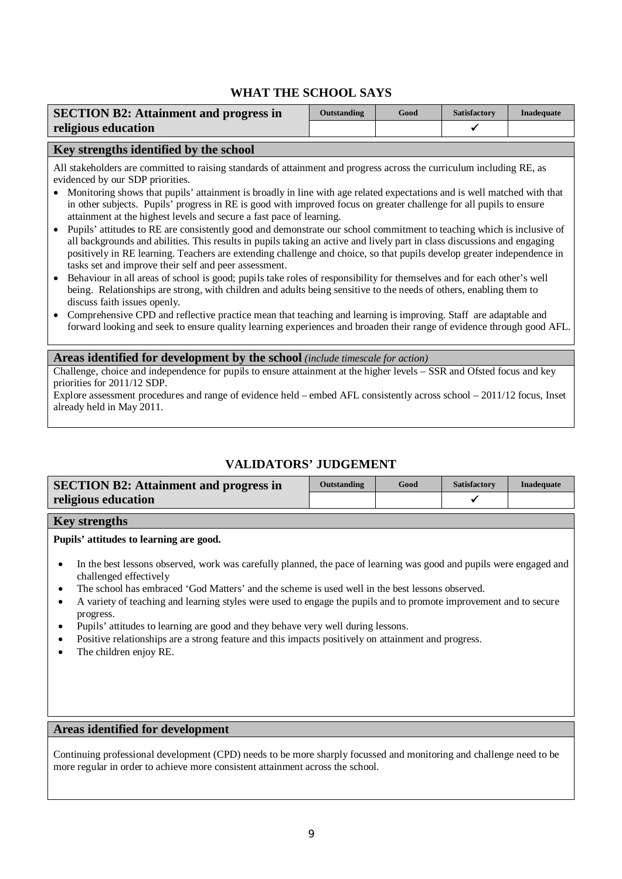## WHAT THE SCHOOL SAYS

| SECTION B2: Attainment and progress in religious education | Outstanding | Good | Satisfactory | Inadequate |
|---|---|---|---|---|
| | | | ✓ | |

### Key strengths identified by the school

All stakeholders are committed to raising standards of attainment and progress across the curriculum including RE, as evidenced by our SDP priorities.

- Monitoring shows that pupils' attainment is broadly in line with age related expectations and is well matched with that in other subjects. Pupils' progress in RE is good with improved focus on greater challenge for all pupils to ensure attainment at the highest levels and secure a fast pace of learning.
- Pupils' attitudes to RE are consistently good and demonstrate our school commitment to teaching which is inclusive of all backgrounds and abilities. This results in pupils taking an active and lively part in class discussions and engaging positively in RE learning. Teachers are extending challenge and choice, so that pupils develop greater independence in tasks set and improve their self and peer assessment.
- Behaviour in all areas of school is good; pupils take roles of responsibility for themselves and for each other's well being. Relationships are strong, with children and adults being sensitive to the needs of others, enabling them to discuss faith issues openly.
- Comprehensive CPD and reflective practice mean that teaching and learning is improving. Staff are adaptable and forward looking and seek to ensure quality learning experiences and broaden their range of evidence through good AFL.

### Areas identified for development by the school *(include timescale for action)*

Challenge, choice and independence for pupils to ensure attainment at the higher levels – SSR and Ofsted focus and key priorities for 2011/12 SDP.

Explore assessment procedures and range of evidence held – embed AFL consistently across school – 2011/12 focus, Inset already held in May 2011.

## VALIDATORS' JUDGEMENT

| SECTION B2: Attainment and progress in religious education | Outstanding | Good | Satisfactory | Inadequate |
|---|---|---|---|---|
| | | | ✓ | |

### Key strengths

**Pupils' attitudes to learning are good.**

- In the best lessons observed, work was carefully planned, the pace of learning was good and pupils were engaged and challenged effectively
- The school has embraced 'God Matters' and the scheme is used well in the best lessons observed.
- A variety of teaching and learning styles were used to engage the pupils and to promote improvement and to secure progress.
- Pupils' attitudes to learning are good and they behave very well during lessons.
- Positive relationships are a strong feature and this impacts positively on attainment and progress.
- The children enjoy RE.

### Areas identified for development

Continuing professional development (CPD) needs to be more sharply focussed and monitoring and challenge need to be more regular in order to achieve more consistent attainment across the school.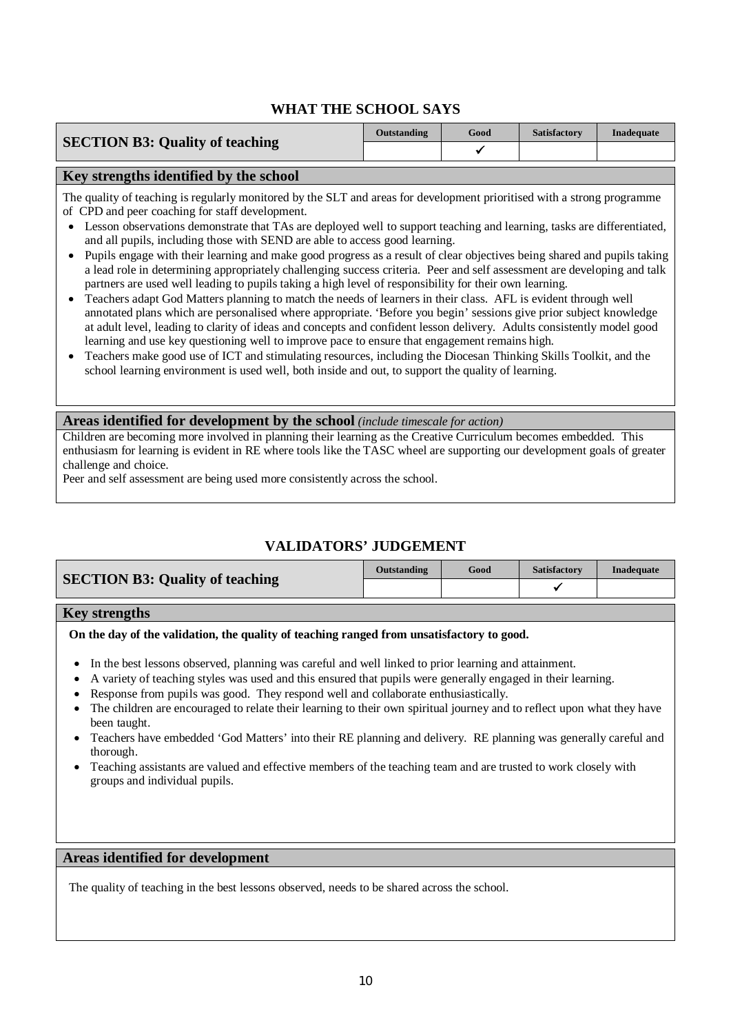## WHAT THE SCHOOL SAYS

| SECTION B3: Quality of teaching | Outstanding | Good | Satisfactory | Inadequate |
|---|---|---|---|---|
| | | ✓ | | |

### Key strengths identified by the school

The quality of teaching is regularly monitored by the SLT and areas for development prioritised with a strong programme of CPD and peer coaching for staff development.

- Lesson observations demonstrate that TAs are deployed well to support teaching and learning, tasks are differentiated, and all pupils, including those with SEND are able to access good learning.
- Pupils engage with their learning and make good progress as a result of clear objectives being shared and pupils taking a lead role in determining appropriately challenging success criteria. Peer and self assessment are developing and talk partners are used well leading to pupils taking a high level of responsibility for their own learning.
- Teachers adapt God Matters planning to match the needs of learners in their class. AFL is evident through well annotated plans which are personalised where appropriate. 'Before you begin' sessions give prior subject knowledge at adult level, leading to clarity of ideas and concepts and confident lesson delivery. Adults consistently model good learning and use key questioning well to improve pace to ensure that engagement remains high.
- Teachers make good use of ICT and stimulating resources, including the Diocesan Thinking Skills Toolkit, and the school learning environment is used well, both inside and out, to support the quality of learning.

### Areas identified for development by the school *(include timescale for action)*

Children are becoming more involved in planning their learning as the Creative Curriculum becomes embedded. This enthusiasm for learning is evident in RE where tools like the TASC wheel are supporting our development goals of greater challenge and choice.

Peer and self assessment are being used more consistently across the school.

## VALIDATORS' JUDGEMENT

| SECTION B3: Quality of teaching | Outstanding | Good | Satisfactory | Inadequate |
|---|---|---|---|---|
| | | | ✓ | |

### Key strengths

**On the day of the validation, the quality of teaching ranged from unsatisfactory to good.**

- In the best lessons observed, planning was careful and well linked to prior learning and attainment.
- A variety of teaching styles was used and this ensured that pupils were generally engaged in their learning.
- Response from pupils was good. They respond well and collaborate enthusiastically.
- The children are encouraged to relate their learning to their own spiritual journey and to reflect upon what they have been taught.
- Teachers have embedded 'God Matters' into their RE planning and delivery. RE planning was generally careful and thorough.
- Teaching assistants are valued and effective members of the teaching team and are trusted to work closely with groups and individual pupils.

### Areas identified for development

The quality of teaching in the best lessons observed, needs to be shared across the school.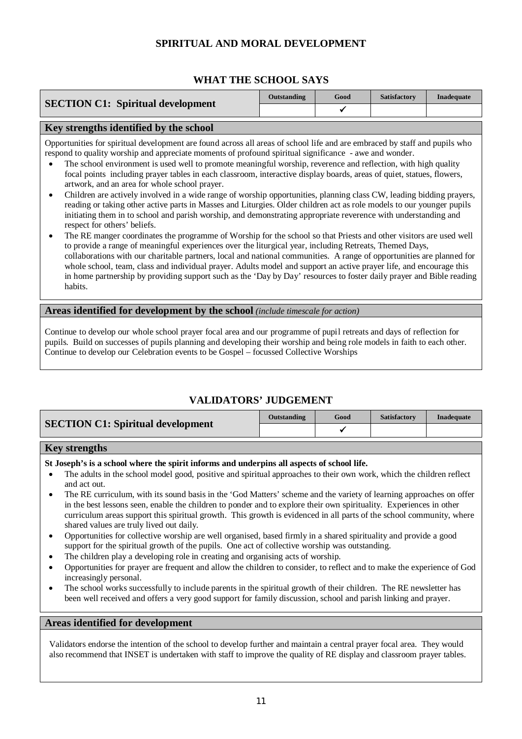# SPIRITUAL AND MORAL DEVELOPMENT

## WHAT THE SCHOOL SAYS

| SECTION C1: Spiritual development | Outstanding | Good | Satisfactory | Inadequate |
|---|---|---|---|---|
| | | ✓ | | |

### Key strengths identified by the school

Opportunities for spiritual development are found across all areas of school life and are embraced by staff and pupils who respond to quality worship and appreciate moments of profound spiritual significance - awe and wonder.

- The school environment is used well to promote meaningful worship, reverence and reflection, with high quality focal points including prayer tables in each classroom, interactive display boards, areas of quiet, statues, flowers, artwork, and an area for whole school prayer.
- Children are actively involved in a wide range of worship opportunities, planning class CW, leading bidding prayers, reading or taking other active parts in Masses and Liturgies. Older children act as role models to our younger pupils initiating them in to school and parish worship, and demonstrating appropriate reverence with understanding and respect for others' beliefs.
- The RE manger coordinates the programme of Worship for the school so that Priests and other visitors are used well to provide a range of meaningful experiences over the liturgical year, including Retreats, Themed Days, collaborations with our charitable partners, local and national communities. A range of opportunities are planned for whole school, team, class and individual prayer. Adults model and support an active prayer life, and encourage this in home partnership by providing support such as the 'Day by Day' resources to foster daily prayer and Bible reading habits.

### Areas identified for development by the school *(include timescale for action)*

Continue to develop our whole school prayer focal area and our programme of pupil retreats and days of reflection for pupils. Build on successes of pupils planning and developing their worship and being role models in faith to each other. Continue to develop our Celebration events to be Gospel – focussed Collective Worships

## VALIDATORS' JUDGEMENT

| SECTION C1: Spiritual development | Outstanding | Good | Satisfactory | Inadequate |
|---|---|---|---|---|
| | | ✓ | | |

### Key strengths

**St Joseph's is a school where the spirit informs and underpins all aspects of school life.**

- The adults in the school model good, positive and spiritual approaches to their own work, which the children reflect and act out.
- The RE curriculum, with its sound basis in the 'God Matters' scheme and the variety of learning approaches on offer in the best lessons seen, enable the children to ponder and to explore their own spirituality. Experiences in other curriculum areas support this spiritual growth. This growth is evidenced in all parts of the school community, where shared values are truly lived out daily.
- Opportunities for collective worship are well organised, based firmly in a shared spirituality and provide a good support for the spiritual growth of the pupils. One act of collective worship was outstanding.
- The children play a developing role in creating and organising acts of worship.
- Opportunities for prayer are frequent and allow the children to consider, to reflect and to make the experience of God increasingly personal.
- The school works successfully to include parents in the spiritual growth of their children. The RE newsletter has been well received and offers a very good support for family discussion, school and parish linking and prayer.

### Areas identified for development

Validators endorse the intention of the school to develop further and maintain a central prayer focal area. They would also recommend that INSET is undertaken with staff to improve the quality of RE display and classroom prayer tables.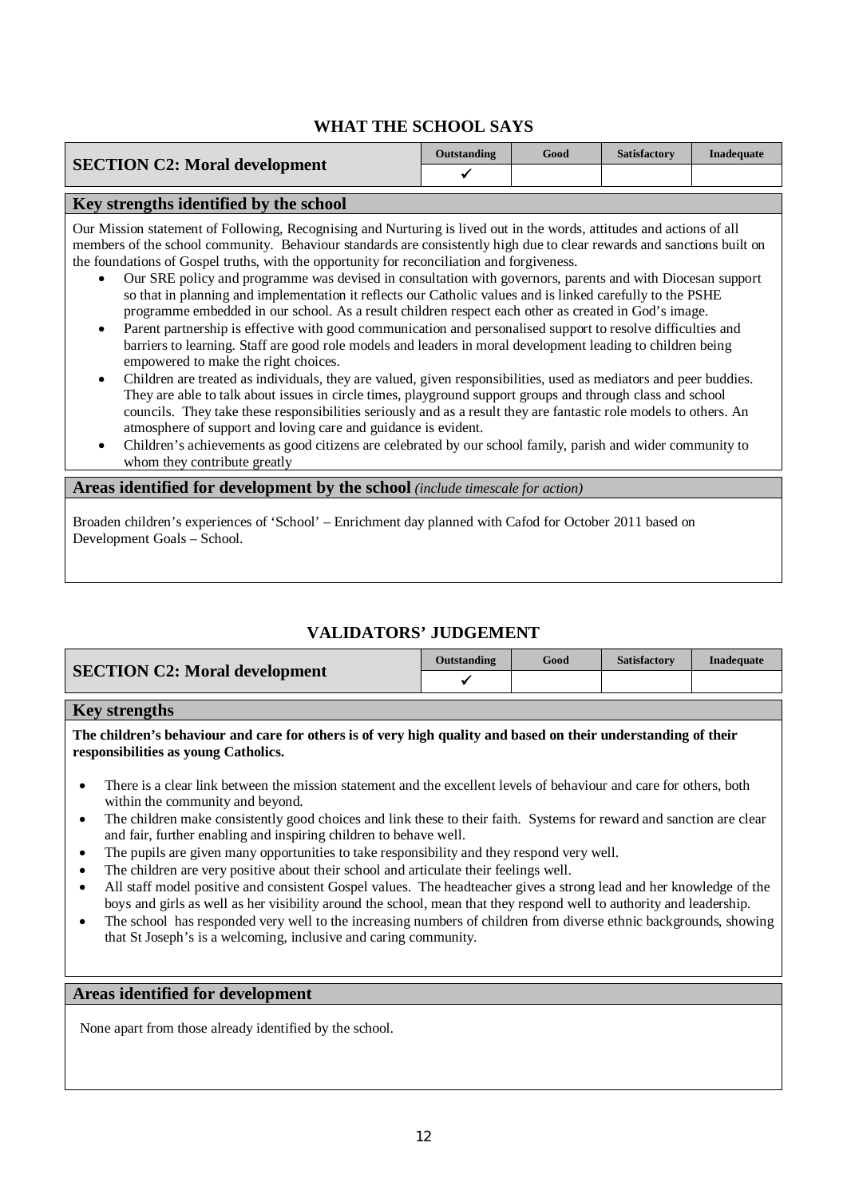## WHAT THE SCHOOL SAYS

| SECTION C2: Moral development | Outstanding | Good | Satisfactory | Inadequate |
|---|---|---|---|---|
| | ✓ | | | |

### Key strengths identified by the school

Our Mission statement of Following, Recognising and Nurturing is lived out in the words, attitudes and actions of all members of the school community. Behaviour standards are consistently high due to clear rewards and sanctions built on the foundations of Gospel truths, with the opportunity for reconciliation and forgiveness.

- Our SRE policy and programme was devised in consultation with governors, parents and with Diocesan support so that in planning and implementation it reflects our Catholic values and is linked carefully to the PSHE programme embedded in our school. As a result children respect each other as created in God's image.
- Parent partnership is effective with good communication and personalised support to resolve difficulties and barriers to learning. Staff are good role models and leaders in moral development leading to children being empowered to make the right choices.
- Children are treated as individuals, they are valued, given responsibilities, used as mediators and peer buddies. They are able to talk about issues in circle times, playground support groups and through class and school councils. They take these responsibilities seriously and as a result they are fantastic role models to others. An atmosphere of support and loving care and guidance is evident.
- Children's achievements as good citizens are celebrated by our school family, parish and wider community to whom they contribute greatly

### Areas identified for development by the school *(include timescale for action)*

Broaden children's experiences of 'School' – Enrichment day planned with Cafod for October 2011 based on Development Goals – School.

## VALIDATORS' JUDGEMENT

| SECTION C2: Moral development | Outstanding | Good | Satisfactory | Inadequate |
|---|---|---|---|---|
| | ✓ | | | |

### Key strengths

**The children's behaviour and care for others is of very high quality and based on their understanding of their responsibilities as young Catholics.**

- There is a clear link between the mission statement and the excellent levels of behaviour and care for others, both within the community and beyond.
- The children make consistently good choices and link these to their faith. Systems for reward and sanction are clear and fair, further enabling and inspiring children to behave well.
- The pupils are given many opportunities to take responsibility and they respond very well.
- The children are very positive about their school and articulate their feelings well.
- All staff model positive and consistent Gospel values. The headteacher gives a strong lead and her knowledge of the boys and girls as well as her visibility around the school, mean that they respond well to authority and leadership.
- The school has responded very well to the increasing numbers of children from diverse ethnic backgrounds, showing that St Joseph's is a welcoming, inclusive and caring community.

### Areas identified for development

None apart from those already identified by the school.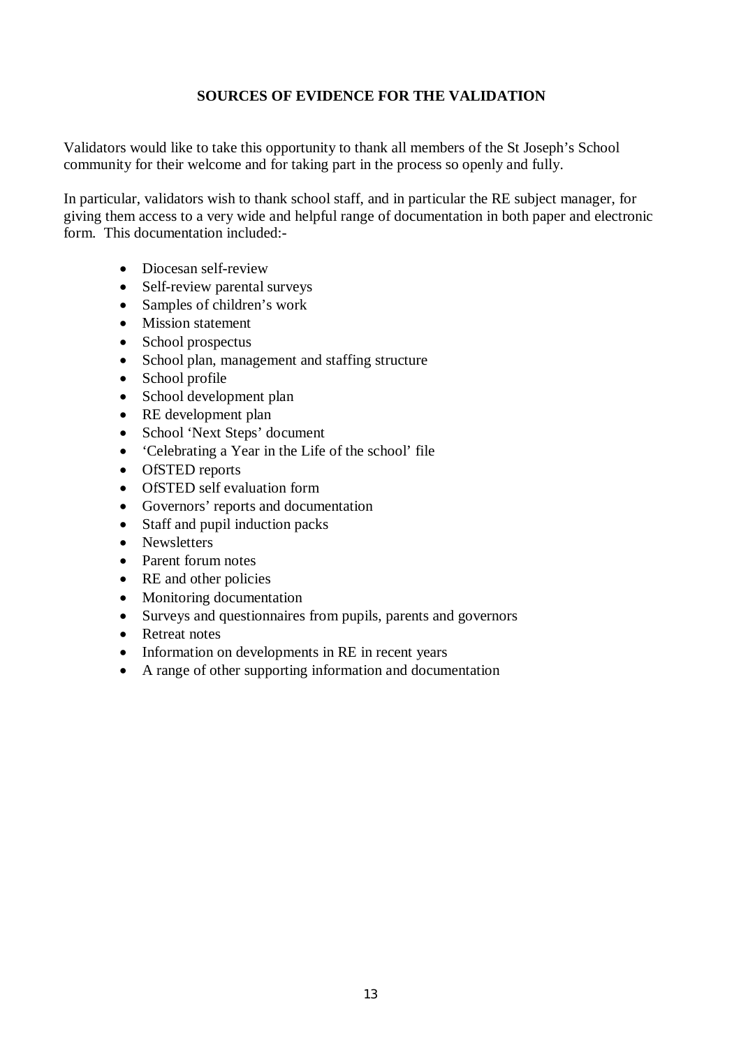**SOURCES OF EVIDENCE FOR THE VALIDATION**

Validators would like to take this opportunity to thank all members of the St Joseph's School community for their welcome and for taking part in the process so openly and fully.

In particular, validators wish to thank school staff, and in particular the RE subject manager, for giving them access to a very wide and helpful range of documentation in both paper and electronic form. This documentation included:-

- Diocesan self-review
- Self-review parental surveys
- Samples of children's work
- Mission statement
- School prospectus
- School plan, management and staffing structure
- School profile
- School development plan
- RE development plan
- School 'Next Steps' document
- 'Celebrating a Year in the Life of the school' file
- OfSTED reports
- OfSTED self evaluation form
- Governors' reports and documentation
- Staff and pupil induction packs
- Newsletters
- Parent forum notes
- RE and other policies
- Monitoring documentation
- Surveys and questionnaires from pupils, parents and governors
- Retreat notes
- Information on developments in RE in recent years
- A range of other supporting information and documentation